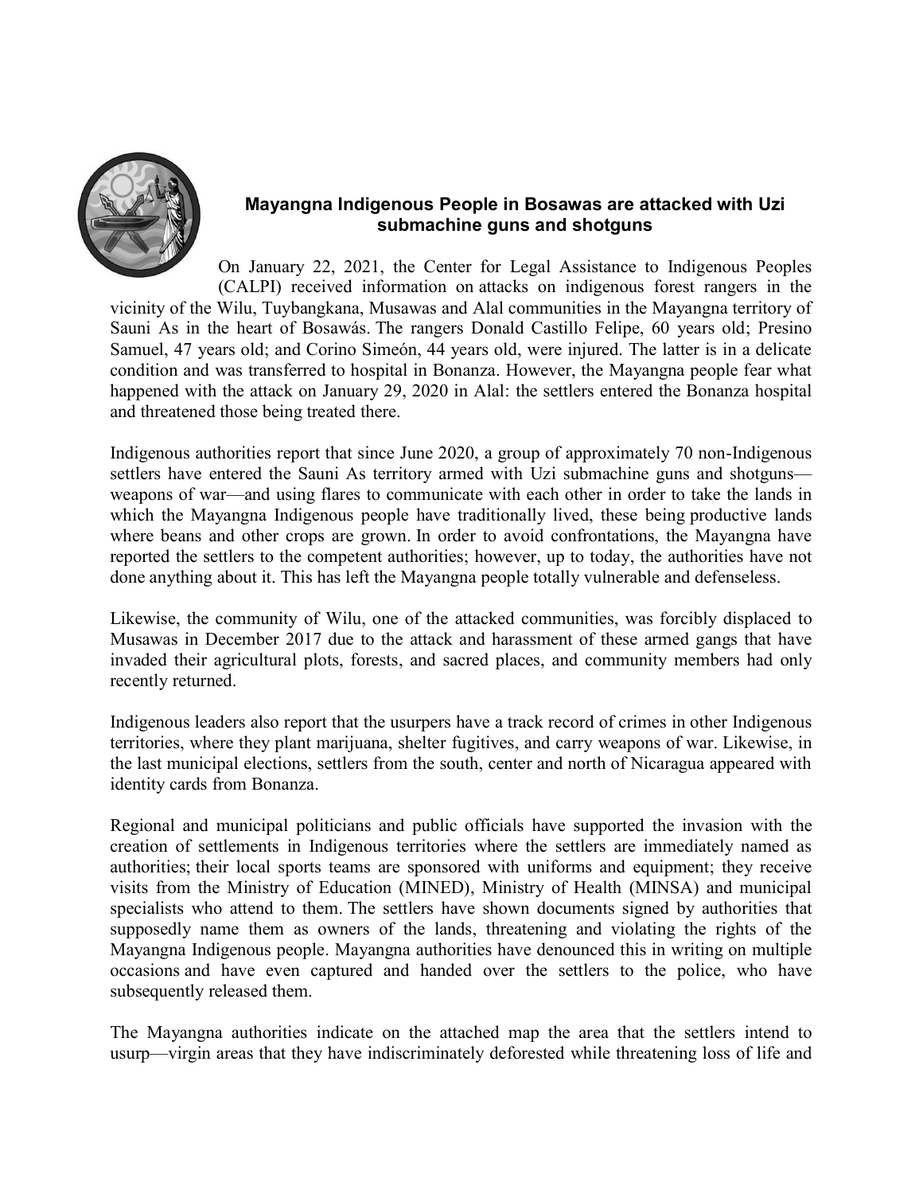# Mayangna Indigenous People in Bosawas are attacked with Uzi submachine guns and shotguns

On January 22, 2021, the Center for Legal Assistance to Indigenous Peoples (CALPI) received information on attacks on indigenous forest rangers in the vicinity of the Wilu, Tuybangkana, Musawas and Alal communities in the Mayangna territory of Sauni As in the heart of Bosawás. The rangers Donald Castillo Felipe, 60 years old; Presino Samuel, 47 years old; and Corino Simeón, 44 years old, were injured. The latter is in a delicate condition and was transferred to hospital in Bonanza. However, the Mayangna people fear what happened with the attack on January 29, 2020 in Alal: the settlers entered the Bonanza hospital and threatened those being treated there.

Indigenous authorities report that since June 2020, a group of approximately 70 non-Indigenous settlers have entered the Sauni As territory armed with Uzi submachine guns and shotguns—weapons of war—and using flares to communicate with each other in order to take the lands in which the Mayangna Indigenous people have traditionally lived, these being productive lands where beans and other crops are grown. In order to avoid confrontations, the Mayangna have reported the settlers to the competent authorities; however, up to today, the authorities have not done anything about it. This has left the Mayangna people totally vulnerable and defenseless.

Likewise, the community of Wilu, one of the attacked communities, was forcibly displaced to Musawas in December 2017 due to the attack and harassment of these armed gangs that have invaded their agricultural plots, forests, and sacred places, and community members had only recently returned.

Indigenous leaders also report that the usurpers have a track record of crimes in other Indigenous territories, where they plant marijuana, shelter fugitives, and carry weapons of war. Likewise, in the last municipal elections, settlers from the south, center and north of Nicaragua appeared with identity cards from Bonanza.

Regional and municipal politicians and public officials have supported the invasion with the creation of settlements in Indigenous territories where the settlers are immediately named as authorities; their local sports teams are sponsored with uniforms and equipment; they receive visits from the Ministry of Education (MINED), Ministry of Health (MINSA) and municipal specialists who attend to them. The settlers have shown documents signed by authorities that supposedly name them as owners of the lands, threatening and violating the rights of the Mayangna Indigenous people. Mayangna authorities have denounced this in writing on multiple occasions and have even captured and handed over the settlers to the police, who have subsequently released them.

The Mayangna authorities indicate on the attached map the area that the settlers intend to usurp—virgin areas that they have indiscriminately deforested while threatening loss of life and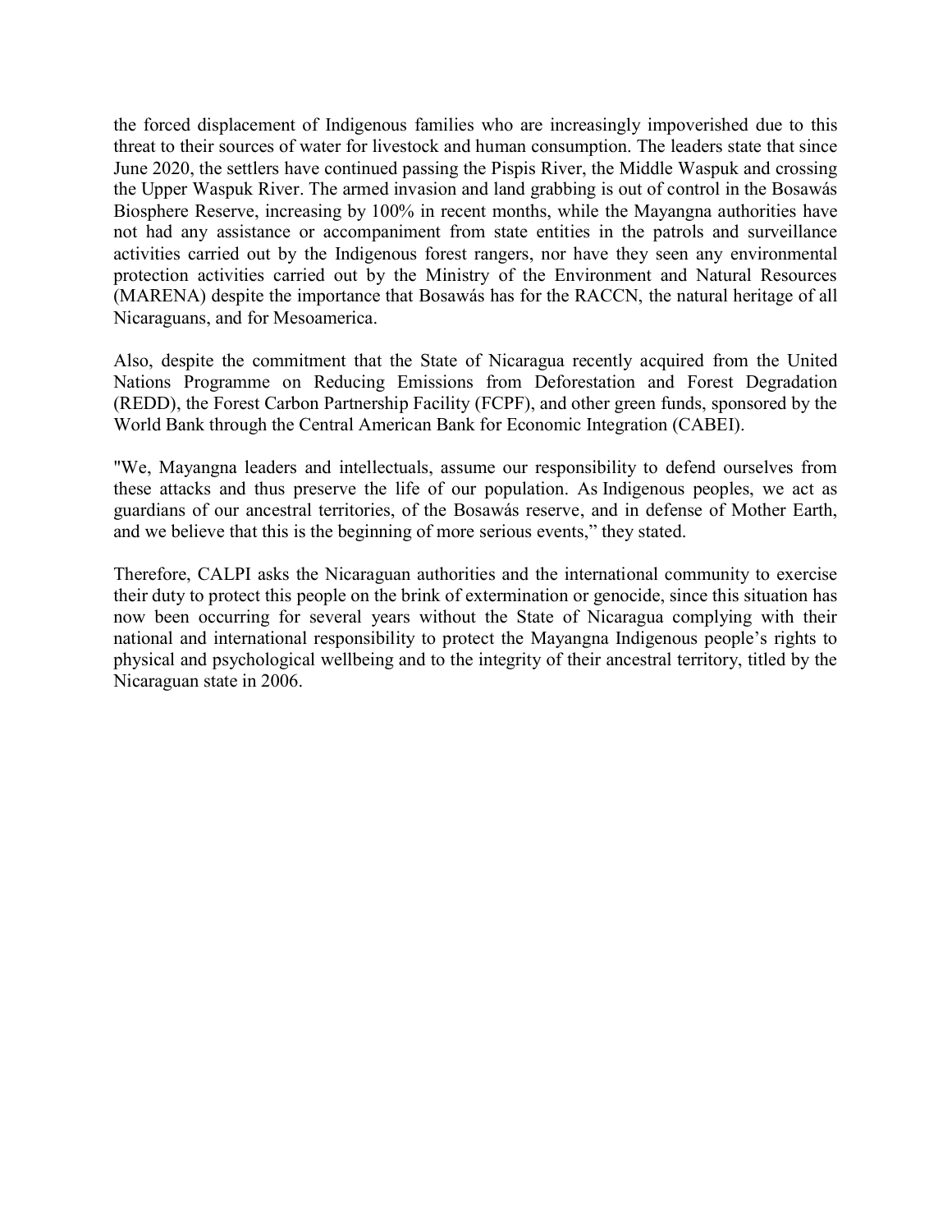the forced displacement of Indigenous families who are increasingly impoverished due to this threat to their sources of water for livestock and human consumption. The leaders state that since June 2020, the settlers have continued passing the Pispis River, the Middle Waspuk and crossing the Upper Waspuk River. The armed invasion and land grabbing is out of control in the Bosawás Biosphere Reserve, increasing by 100% in recent months, while the Mayangna authorities have not had any assistance or accompaniment from state entities in the patrols and surveillance activities carried out by the Indigenous forest rangers, nor have they seen any environmental protection activities carried out by the Ministry of the Environment and Natural Resources (MARENA) despite the importance that Bosawás has for the RACCN, the natural heritage of all Nicaraguans, and for Mesoamerica.

Also, despite the commitment that the State of Nicaragua recently acquired from the United Nations Programme on Reducing Emissions from Deforestation and Forest Degradation (REDD), the Forest Carbon Partnership Facility (FCPF), and other green funds, sponsored by the World Bank through the Central American Bank for Economic Integration (CABEI).

"We, Mayangna leaders and intellectuals, assume our responsibility to defend ourselves from these attacks and thus preserve the life of our population. As Indigenous peoples, we act as guardians of our ancestral territories, of the Bosawás reserve, and in defense of Mother Earth, and we believe that this is the beginning of more serious events," they stated.

Therefore, CALPI asks the Nicaraguan authorities and the international community to exercise their duty to protect this people on the brink of extermination or genocide, since this situation has now been occurring for several years without the State of Nicaragua complying with their national and international responsibility to protect the Mayangna Indigenous people's rights to physical and psychological wellbeing and to the integrity of their ancestral territory, titled by the Nicaraguan state in 2006.